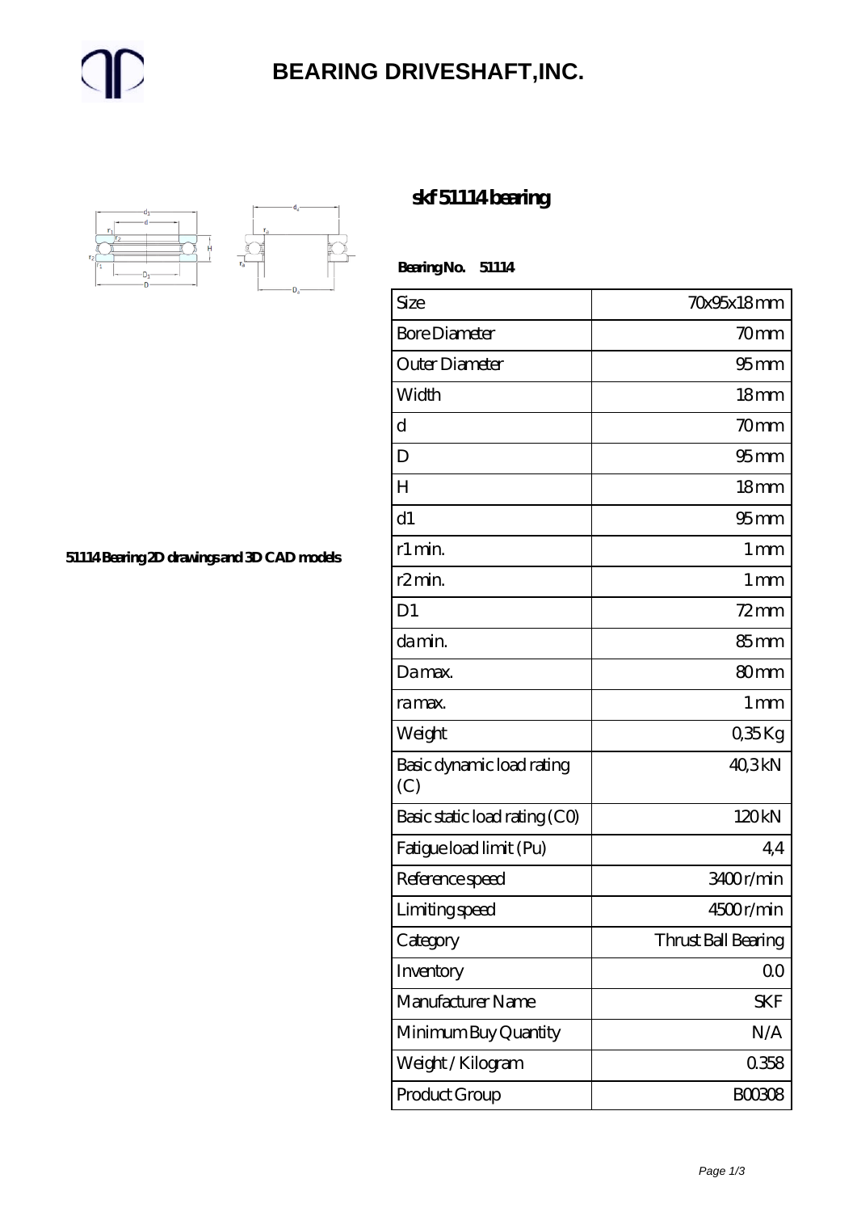# BEARING DRIVESHAFT,INC.

## skf 51114 bearing

51114 Bearing 2D drawings and 3D CAD models

**Bearing No. 51114**

| Size | 70x95x18 mm |
|---|---|
| Bore Diameter | 70 mm |
| Outer Diameter | 95 mm |
| Width | 18 mm |
| d | 70 mm |
| D | 95 mm |
| H | 18 mm |
| d1 | 95 mm |
| r1 min. | 1 mm |
| r2 min. | 1 mm |
| D1 | 72 mm |
| da min. | 85 mm |
| Da max. | 80 mm |
| ra max. | 1 mm |
| Weight | 0,35 Kg |
| Basic dynamic load rating (C) | 40,3 kN |
| Basic static load rating (C0) | 120 kN |
| Fatigue load limit (Pu) | 4,4 |
| Reference speed | 3400 r/min |
| Limiting speed | 4500 r/min |
| Category | Thrust Ball Bearing |
| Inventory | 0.0 |
| Manufacturer Name | SKF |
| Minimum Buy Quantity | N/A |
| Weight / Kilogram | 0.358 |
| Product Group | B00308 |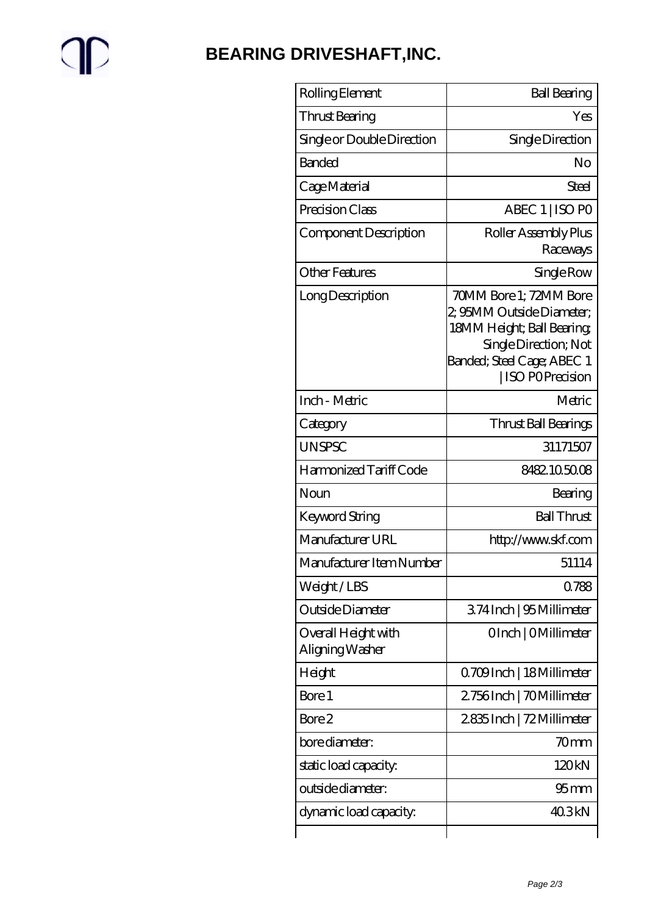# BEARING DRIVESHAFT,INC.

| | |
|---|---|
| Rolling Element | Ball Bearing |
| Thrust Bearing | Yes |
| Single or Double Direction | Single Direction |
| Banded | No |
| Cage Material | Steel |
| Precision Class | ABEC 1 \| ISO P0 |
| Component Description | Roller Assembly Plus Raceways |
| Other Features | Single Row |
| Long Description | 70MM Bore 1; 72MM Bore 2; 95MM Outside Diameter; 18MM Height; Ball Bearing; Single Direction; Not Banded; Steel Cage; ABEC 1 \| ISO P0 Precision |
| Inch - Metric | Metric |
| Category | Thrust Ball Bearings |
| UNSPSC | 31171507 |
| Harmonized Tariff Code | 8482.10.50.08 |
| Noun | Bearing |
| Keyword String | Ball Thrust |
| Manufacturer URL | http://www.skf.com |
| Manufacturer Item Number | 51114 |
| Weight / LBS | 0.788 |
| Outside Diameter | 3.74 Inch \| 95 Millimeter |
| Overall Height with Aligning Washer | 0 Inch \| 0 Millimeter |
| Height | 0.709 Inch \| 18 Millimeter |
| Bore 1 | 2.756 Inch \| 70 Millimeter |
| Bore 2 | 2.835 Inch \| 72 Millimeter |
| bore diameter: | 70 mm |
| static load capacity: | 120 kN |
| outside diameter: | 95 mm |
| dynamic load capacity: | 40.3 kN |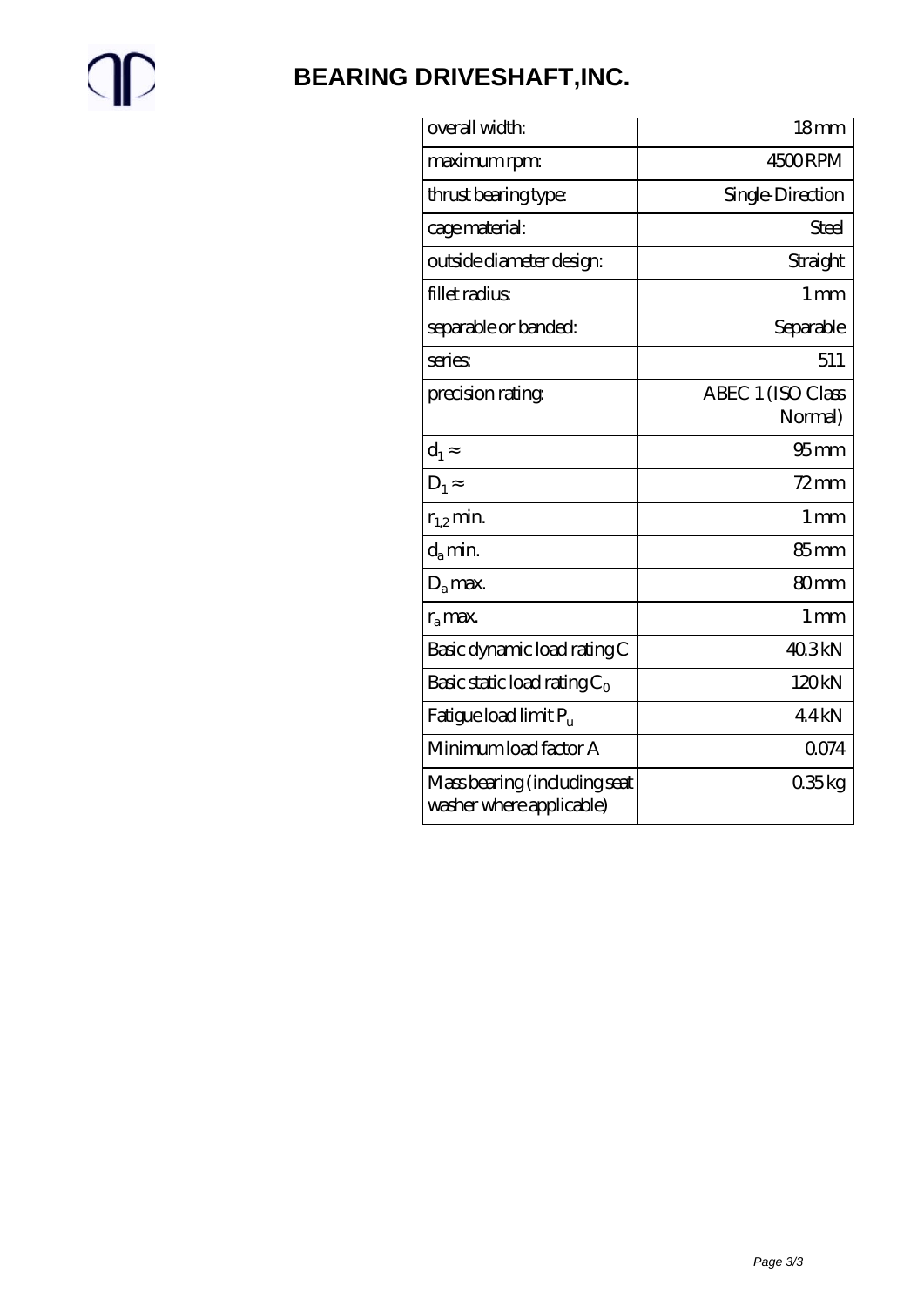# BEARING DRIVESHAFT,INC.

| | |
|---|---|
| overall width: | 18 mm |
| maximum rpm: | 4500 RPM |
| thrust bearing type: | Single-Direction |
| cage material: | Steel |
| outside diameter design: | Straight |
| fillet radius: | 1 mm |
| separable or banded: | Separable |
| series: | 511 |
| precision rating: | ABEC 1 (ISO Class Normal) |
| $d_1 \approx$ | 95 mm |
| $D_1 \approx$ | 72 mm |
| $r_{1,2}$ min. | 1 mm |
| $d_a$ min. | 85 mm |
| $D_a$ max. | 80 mm |
| $r_a$ max. | 1 mm |
| Basic dynamic load rating C | 40.3 kN |
| Basic static load rating $C_0$ | 120 kN |
| Fatigue load limit $P_u$ | 4.4 kN |
| Minimum load factor A | 0.074 |
| Mass bearing (including seat washer where applicable) | 0.35 kg |